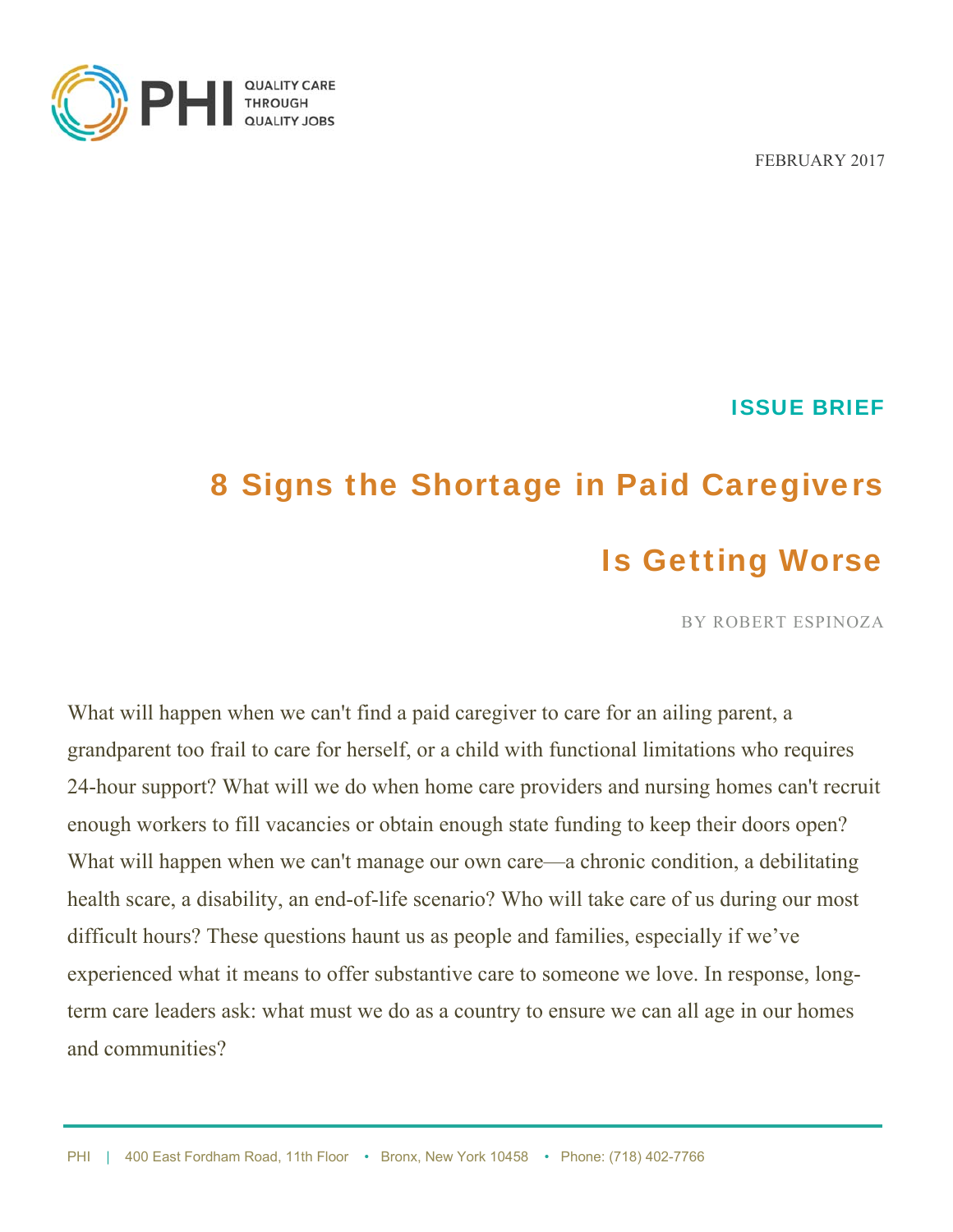PHI QUALITY CARE THROUGH QUALITY JOBS

FEBRUARY 2017

ISSUE BRIEF

# 8 Signs the Shortage in Paid Caregivers Is Getting Worse

BY ROBERT ESPINOZA

What will happen when we can't find a paid caregiver to care for an ailing parent, a grandparent too frail to care for herself, or a child with functional limitations who requires 24-hour support? What will we do when home care providers and nursing homes can't recruit enough workers to fill vacancies or obtain enough state funding to keep their doors open? What will happen when we can't manage our own care—a chronic condition, a debilitating health scare, a disability, an end-of-life scenario? Who will take care of us during our most difficult hours? These questions haunt us as people and families, especially if we've experienced what it means to offer substantive care to someone we love. In response, long-term care leaders ask: what must we do as a country to ensure we can all age in our homes and communities?

PHI | 400 East Fordham Road, 11th Floor • Bronx, New York 10458 • Phone: (718) 402-7766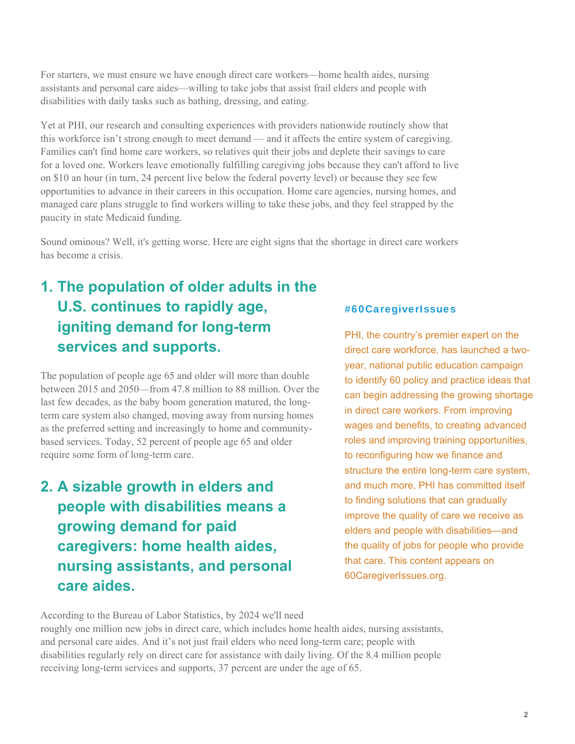For starters, we must ensure we have enough direct care workers—home health aides, nursing assistants and personal care aides—willing to take jobs that assist frail elders and people with disabilities with daily tasks such as bathing, dressing, and eating.

Yet at PHI, our research and consulting experiences with providers nationwide routinely show that this workforce isn't strong enough to meet demand — and it affects the entire system of caregiving. Families can't find home care workers, so relatives quit their jobs and deplete their savings to care for a loved one. Workers leave emotionally fulfilling caregiving jobs because they can't afford to live on $10 an hour (in turn, 24 percent live below the federal poverty level) or because they see few opportunities to advance in their careers in this occupation. Home care agencies, nursing homes, and managed care plans struggle to find workers willing to take these jobs, and they feel strapped by the paucity in state Medicaid funding.

Sound ominous? Well, it's getting worse. Here are eight signs that the shortage in direct care workers has become a crisis.

## 1. The population of older adults in the U.S. continues to rapidly age, igniting demand for long-term services and supports.

The population of people age 65 and older will more than double between 2015 and 2050—from 47.8 million to 88 million. Over the last few decades, as the baby boom generation matured, the long-term care system also changed, moving away from nursing homes as the preferred setting and increasingly to home and community-based services. Today, 52 percent of people age 65 and older require some form of long-term care.

## 2. A sizable growth in elders and people with disabilities means a growing demand for paid caregivers: home health aides, nursing assistants, and personal care aides.

According to the Bureau of Labor Statistics, by 2024 we'll need roughly one million new jobs in direct care, which includes home health aides, nursing assistants, and personal care aides. And it's not just frail elders who need long-term care; people with disabilities regularly rely on direct care for assistance with daily living. Of the 8.4 million people receiving long-term services and supports, 37 percent are under the age of 65.

**#60CaregiverIssues**

PHI, the country's premier expert on the direct care workforce, has launched a two-year, national public education campaign to identify 60 policy and practice ideas that can begin addressing the growing shortage in direct care workers. From improving wages and benefits, to creating advanced roles and improving training opportunities, to reconfiguring how we finance and structure the entire long-term care system, and much more, PHI has committed itself to finding solutions that can gradually improve the quality of care we receive as elders and people with disabilities—and the quality of jobs for people who provide that care. This content appears on 60CaregiverIssues.org.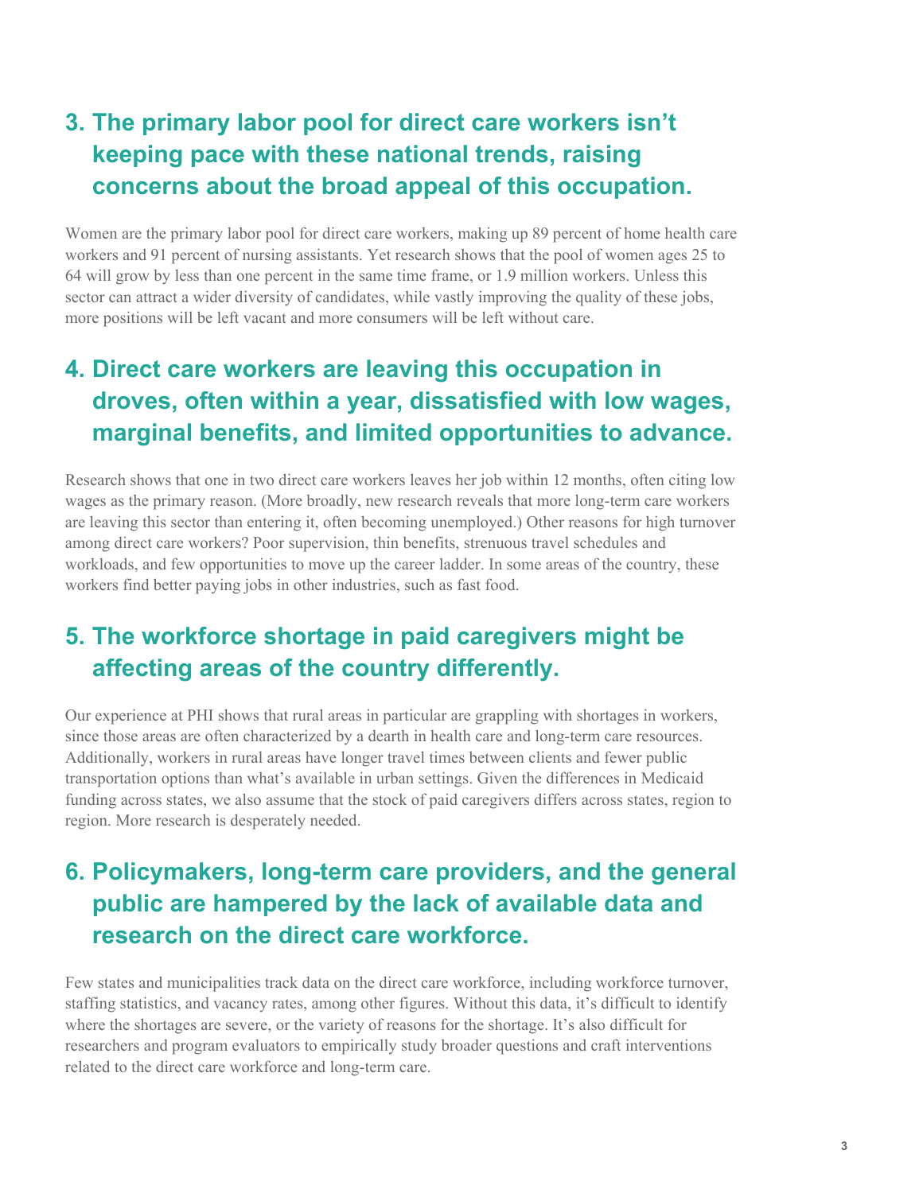## 3. The primary labor pool for direct care workers isn't keeping pace with these national trends, raising concerns about the broad appeal of this occupation.

Women are the primary labor pool for direct care workers, making up 89 percent of home health care workers and 91 percent of nursing assistants. Yet research shows that the pool of women ages 25 to 64 will grow by less than one percent in the same time frame, or 1.9 million workers. Unless this sector can attract a wider diversity of candidates, while vastly improving the quality of these jobs, more positions will be left vacant and more consumers will be left without care.

## 4. Direct care workers are leaving this occupation in droves, often within a year, dissatisfied with low wages, marginal benefits, and limited opportunities to advance.

Research shows that one in two direct care workers leaves her job within 12 months, often citing low wages as the primary reason. (More broadly, new research reveals that more long-term care workers are leaving this sector than entering it, often becoming unemployed.) Other reasons for high turnover among direct care workers? Poor supervision, thin benefits, strenuous travel schedules and workloads, and few opportunities to move up the career ladder. In some areas of the country, these workers find better paying jobs in other industries, such as fast food.

## 5. The workforce shortage in paid caregivers might be affecting areas of the country differently.

Our experience at PHI shows that rural areas in particular are grappling with shortages in workers, since those areas are often characterized by a dearth in health care and long-term care resources. Additionally, workers in rural areas have longer travel times between clients and fewer public transportation options than what's available in urban settings. Given the differences in Medicaid funding across states, we also assume that the stock of paid caregivers differs across states, region to region. More research is desperately needed.

## 6. Policymakers, long-term care providers, and the general public are hampered by the lack of available data and research on the direct care workforce.

Few states and municipalities track data on the direct care workforce, including workforce turnover, staffing statistics, and vacancy rates, among other figures. Without this data, it's difficult to identify where the shortages are severe, or the variety of reasons for the shortage. It's also difficult for researchers and program evaluators to empirically study broader questions and craft interventions related to the direct care workforce and long-term care.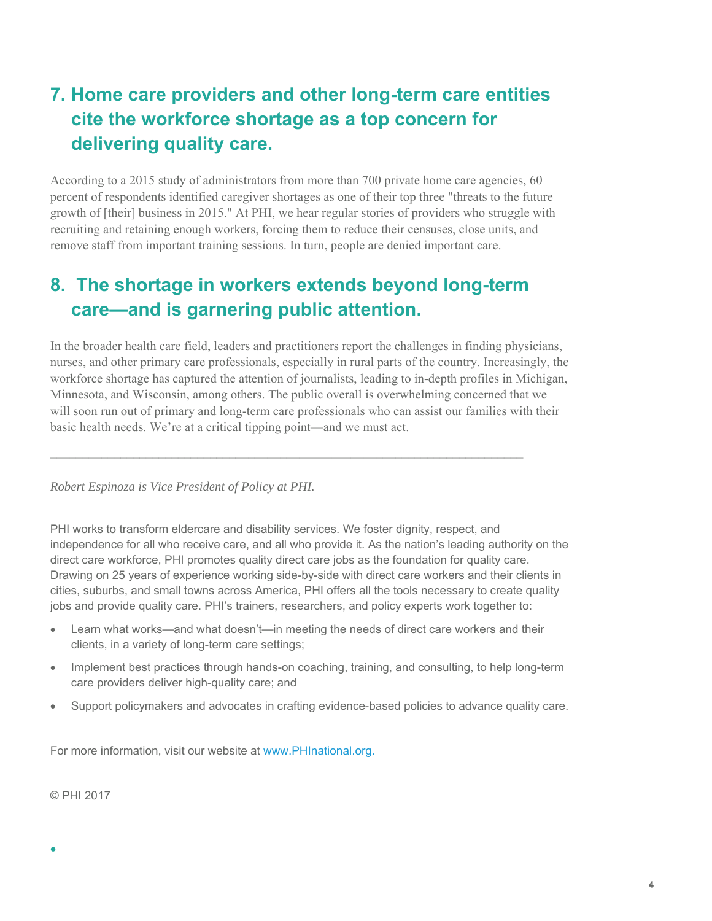## 7. Home care providers and other long-term care entities cite the workforce shortage as a top concern for delivering quality care.

According to a 2015 study of administrators from more than 700 private home care agencies, 60 percent of respondents identified caregiver shortages as one of their top three "threats to the future growth of [their] business in 2015." At PHI, we hear regular stories of providers who struggle with recruiting and retaining enough workers, forcing them to reduce their censuses, close units, and remove staff from important training sessions. In turn, people are denied important care.

## 8. The shortage in workers extends beyond long-term care—and is garnering public attention.

In the broader health care field, leaders and practitioners report the challenges in finding physicians, nurses, and other primary care professionals, especially in rural parts of the country. Increasingly, the workforce shortage has captured the attention of journalists, leading to in-depth profiles in Michigan, Minnesota, and Wisconsin, among others. The public overall is overwhelming concerned that we will soon run out of primary and long-term care professionals who can assist our families with their basic health needs. We're at a critical tipping point—and we must act.

---

*Robert Espinoza is Vice President of Policy at PHI.*

PHI works to transform eldercare and disability services. We foster dignity, respect, and independence for all who receive care, and all who provide it. As the nation's leading authority on the direct care workforce, PHI promotes quality direct care jobs as the foundation for quality care. Drawing on 25 years of experience working side-by-side with direct care workers and their clients in cities, suburbs, and small towns across America, PHI offers all the tools necessary to create quality jobs and provide quality care. PHI's trainers, researchers, and policy experts work together to:

- Learn what works—and what doesn't—in meeting the needs of direct care workers and their clients, in a variety of long-term care settings;
- Implement best practices through hands-on coaching, training, and consulting, to help long-term care providers deliver high-quality care; and
- Support policymakers and advocates in crafting evidence-based policies to advance quality care.

For more information, visit our website at www.PHInational.org.

© PHI 2017